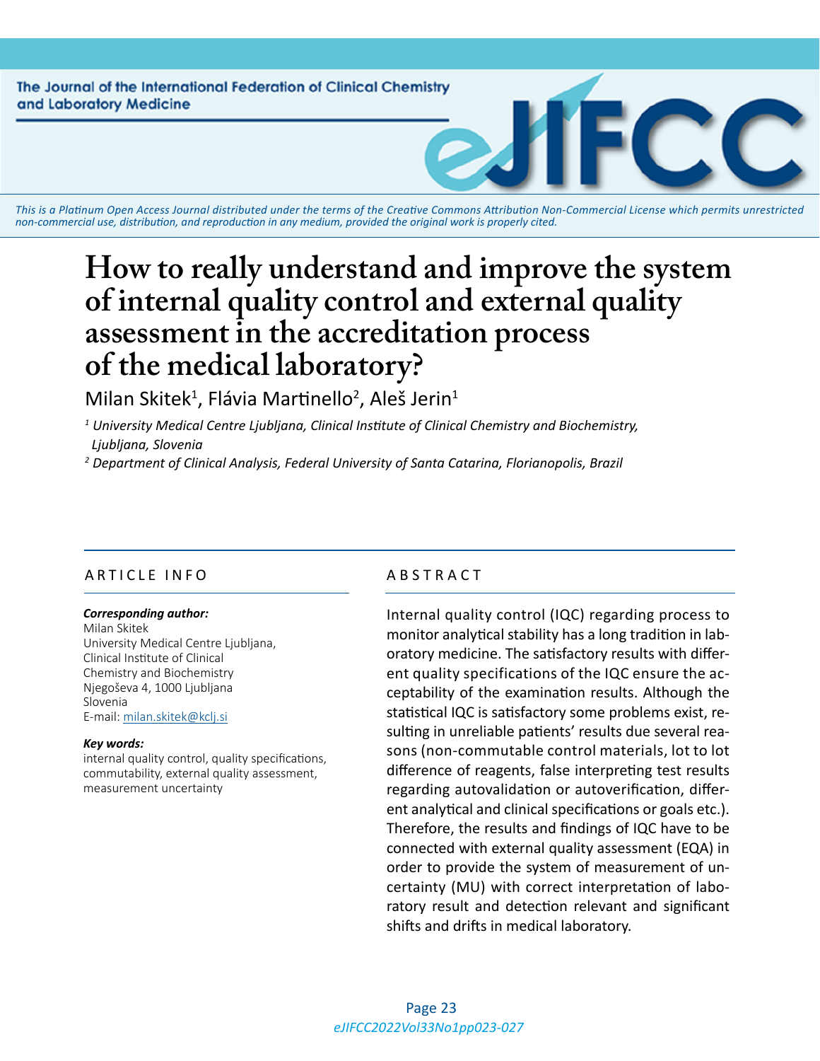This is a Platinum Open Access Journal distributed under the terms of the Creative Commons Attribution Non-Commercial License which permits unrestricted non-commercial use, distribution, and reproduction in any medium, provided the original work is properly cited.

# How to really understand and improve the system of internal quality control and external quality assessment in the accreditation process of the medical laboratory?

Milan Skitek[1], Flávia Martinello[2], Aleš Jerin[1]

*[1] University Medical Centre Ljubljana, Clinical Institute of Clinical Chemistry and Biochemistry, Ljubljana, Slovenia*

*[2] Department of Clinical Analysis, Federal University of Santa Catarina, Florianopolis, Brazil*

## ARTICLE INFO

***Corresponding author:***
Milan Skitek
University Medical Centre Ljubljana,
Clinical Institute of Clinical
Chemistry and Biochemistry
Njegoševa 4, 1000 Ljubljana
Slovenia
E-mail: milan.skitek@kclj.si

***Key words:***
internal quality control, quality specifications, commutability, external quality assessment, measurement uncertainty

## ABSTRACT

Internal quality control (IQC) regarding process to monitor analytical stability has a long tradition in laboratory medicine. The satisfactory results with different quality specifications of the IQC ensure the acceptability of the examination results. Although the statistical IQC is satisfactory some problems exist, resulting in unreliable patients' results due several reasons (non-commutable control materials, lot to lot difference of reagents, false interpreting test results regarding autovalidation or autoverification, different analytical and clinical specifications or goals etc.). Therefore, the results and findings of IQC have to be connected with external quality assessment (EQA) in order to provide the system of measurement of uncertainty (MU) with correct interpretation of laboratory result and detection relevant and significant shifts and drifts in medical laboratory.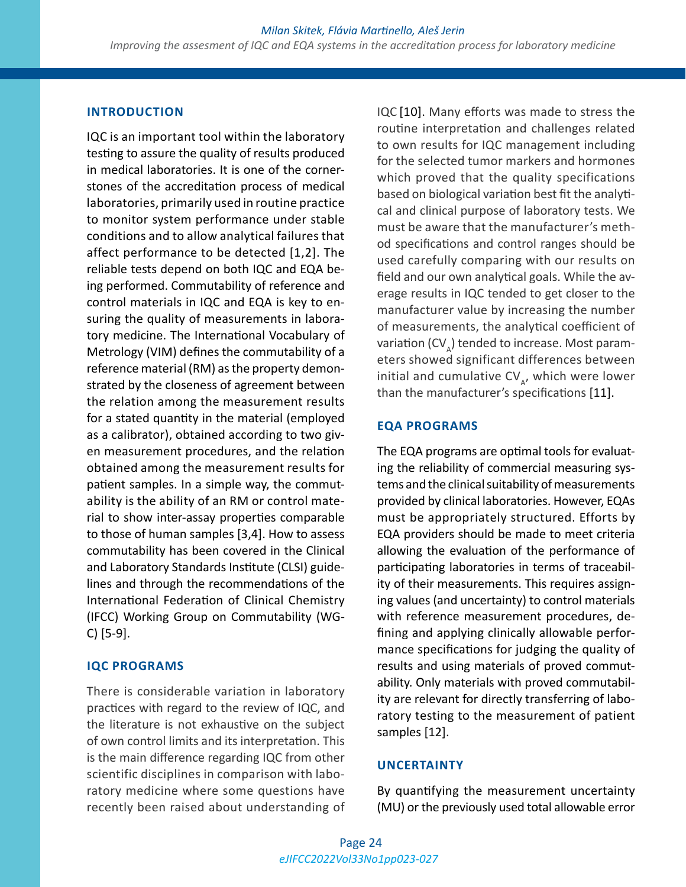## INTRODUCTION

IQC is an important tool within the laboratory testing to assure the quality of results produced in medical laboratories. It is one of the cornerstones of the accreditation process of medical laboratories, primarily used in routine practice to monitor system performance under stable conditions and to allow analytical failures that affect performance to be detected [1,2]. The reliable tests depend on both IQC and EQA being performed. Commutability of reference and control materials in IQC and EQA is key to ensuring the quality of measurements in laboratory medicine. The International Vocabulary of Metrology (VIM) defines the commutability of a reference material (RM) as the property demonstrated by the closeness of agreement between the relation among the measurement results for a stated quantity in the material (employed as a calibrator), obtained according to two given measurement procedures, and the relation obtained among the measurement results for patient samples. In a simple way, the commutability is the ability of an RM or control material to show inter-assay properties comparable to those of human samples [3,4]. How to assess commutability has been covered in the Clinical and Laboratory Standards Institute (CLSI) guidelines and through the recommendations of the International Federation of Clinical Chemistry (IFCC) Working Group on Commutability (WG-C) [5-9].

## IQC PROGRAMS

There is considerable variation in laboratory practices with regard to the review of IQC, and the literature is not exhaustive on the subject of own control limits and its interpretation. This is the main difference regarding IQC from other scientific disciplines in comparison with laboratory medicine where some questions have recently been raised about understanding of IQC [10]. Many efforts was made to stress the routine interpretation and challenges related to own results for IQC management including for the selected tumor markers and hormones which proved that the quality specifications based on biological variation best fit the analytical and clinical purpose of laboratory tests. We must be aware that the manufacturer's method specifications and control ranges should be used carefully comparing with our results on field and our own analytical goals. While the average results in IQC tended to get closer to the manufacturer value by increasing the number of measurements, the analytical coefficient of variation ($CV_A$) tended to increase. Most parameters showed significant differences between initial and cumulative $CV_A$, which were lower than the manufacturer's specifications [11].

## EQA PROGRAMS

The EQA programs are optimal tools for evaluating the reliability of commercial measuring systems and the clinical suitability of measurements provided by clinical laboratories. However, EQAs must be appropriately structured. Efforts by EQA providers should be made to meet criteria allowing the evaluation of the performance of participating laboratories in terms of traceability of their measurements. This requires assigning values (and uncertainty) to control materials with reference measurement procedures, defining and applying clinically allowable performance specifications for judging the quality of results and using materials of proved commutability. Only materials with proved commutability are relevant for directly transferring of laboratory testing to the measurement of patient samples [12].

## UNCERTAINTY

By quantifying the measurement uncertainty (MU) or the previously used total allowable error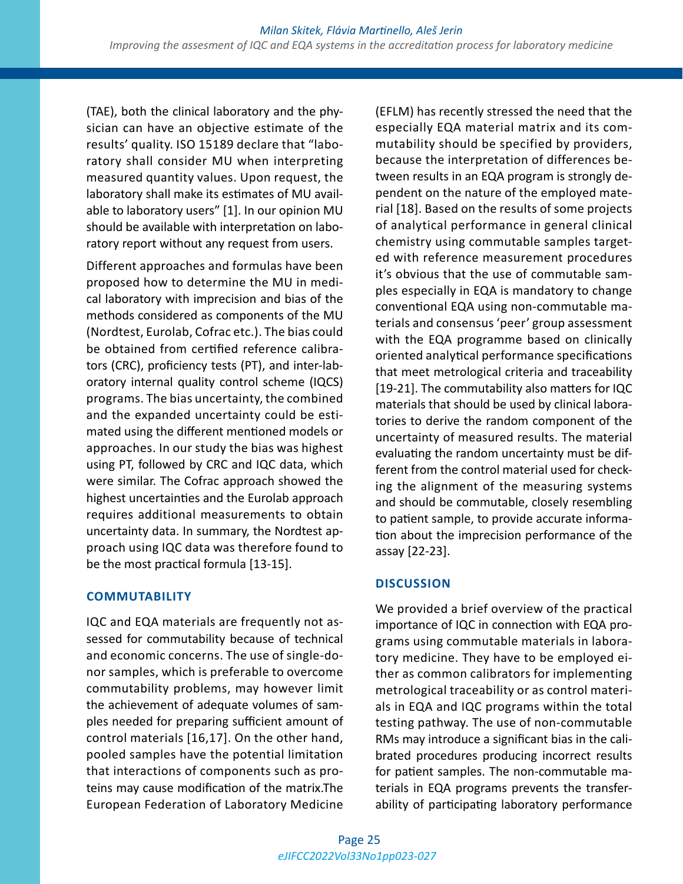(TAE), both the clinical laboratory and the physician can have an objective estimate of the results' quality. ISO 15189 declare that "laboratory shall consider MU when interpreting measured quantity values. Upon request, the laboratory shall make its estimates of MU available to laboratory users" [1]. In our opinion MU should be available with interpretation on laboratory report without any request from users.

Different approaches and formulas have been proposed how to determine the MU in medical laboratory with imprecision and bias of the methods considered as components of the MU (Nordtest, Eurolab, Cofrac etc.). The bias could be obtained from certified reference calibrators (CRC), proficiency tests (PT), and inter-laboratory internal quality control scheme (IQCS) programs. The bias uncertainty, the combined and the expanded uncertainty could be estimated using the different mentioned models or approaches. In our study the bias was highest using PT, followed by CRC and IQC data, which were similar. The Cofrac approach showed the highest uncertainties and the Eurolab approach requires additional measurements to obtain uncertainty data. In summary, the Nordtest approach using IQC data was therefore found to be the most practical formula [13-15].

## COMMUTABILITY

IQC and EQA materials are frequently not assessed for commutability because of technical and economic concerns. The use of single-donor samples, which is preferable to overcome commutability problems, may however limit the achievement of adequate volumes of samples needed for preparing sufficient amount of control materials [16,17]. On the other hand, pooled samples have the potential limitation that interactions of components such as proteins may cause modification of the matrix.The European Federation of Laboratory Medicine (EFLM) has recently stressed the need that the especially EQA material matrix and its commutability should be specified by providers, because the interpretation of differences between results in an EQA program is strongly dependent on the nature of the employed material [18]. Based on the results of some projects of analytical performance in general clinical chemistry using commutable samples targeted with reference measurement procedures it's obvious that the use of commutable samples especially in EQA is mandatory to change conventional EQA using non-commutable materials and consensus 'peer' group assessment with the EQA programme based on clinically oriented analytical performance specifications that meet metrological criteria and traceability [19-21]. The commutability also matters for IQC materials that should be used by clinical laboratories to derive the random component of the uncertainty of measured results. The material evaluating the random uncertainty must be different from the control material used for checking the alignment of the measuring systems and should be commutable, closely resembling to patient sample, to provide accurate information about the imprecision performance of the assay [22-23].

## DISCUSSION

We provided a brief overview of the practical importance of IQC in connection with EQA programs using commutable materials in laboratory medicine. They have to be employed either as common calibrators for implementing metrological traceability or as control materials in EQA and IQC programs within the total testing pathway. The use of non-commutable RMs may introduce a significant bias in the calibrated procedures producing incorrect results for patient samples. The non-commutable materials in EQA programs prevents the transferability of participating laboratory performance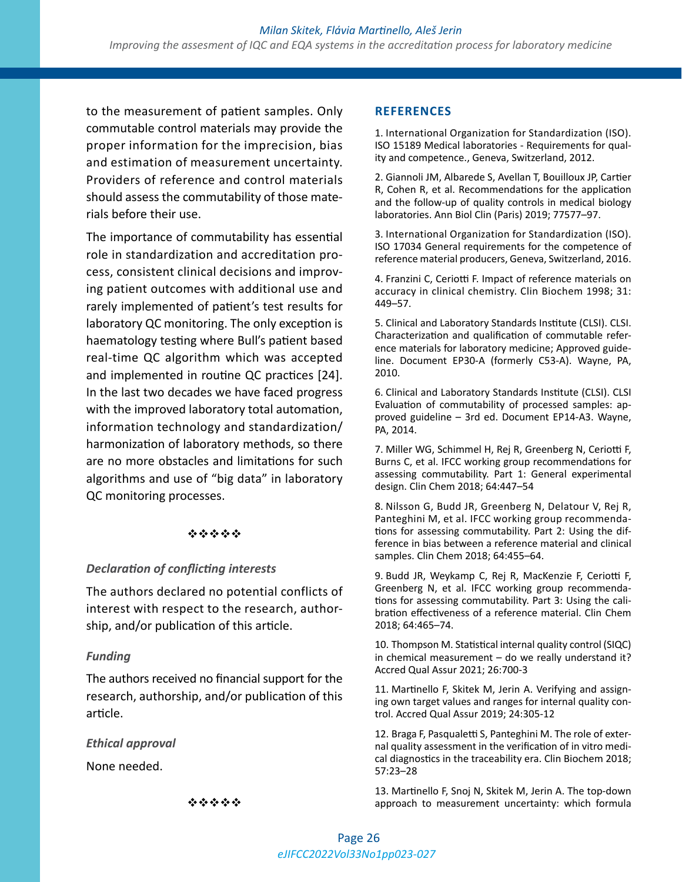to the measurement of patient samples. Only commutable control materials may provide the proper information for the imprecision, bias and estimation of measurement uncertainty. Providers of reference and control materials should assess the commutability of those materials before their use.

The importance of commutability has essential role in standardization and accreditation process, consistent clinical decisions and improving patient outcomes with additional use and rarely implemented of patient's test results for laboratory QC monitoring. The only exception is haematology testing where Bull's patient based real-time QC algorithm which was accepted and implemented in routine QC practices [24]. In the last two decades we have faced progress with the improved laboratory total automation, information technology and standardization/harmonization of laboratory methods, so there are no more obstacles and limitations for such algorithms and use of "big data" in laboratory QC monitoring processes.

❖❖❖❖❖

*Declaration of conflicting interests*

The authors declared no potential conflicts of interest with respect to the research, authorship, and/or publication of this article.

*Funding*

The authors received no financial support for the research, authorship, and/or publication of this article.

*Ethical approval*

None needed.

❖❖❖❖❖

## REFERENCES

1. International Organization for Standardization (ISO). ISO 15189 Medical laboratories - Requirements for quality and competence., Geneva, Switzerland, 2012.

2. Giannoli JM, Albarede S, Avellan T, Bouilloux JP, Cartier R, Cohen R, et al. Recommendations for the application and the follow-up of quality controls in medical biology laboratories. Ann Biol Clin (Paris) 2019; 77577–97.

3. International Organization for Standardization (ISO). ISO 17034 General requirements for the competence of reference material producers, Geneva, Switzerland, 2016.

4. Franzini C, Ceriotti F. Impact of reference materials on accuracy in clinical chemistry. Clin Biochem 1998; 31: 449–57.

5. Clinical and Laboratory Standards Institute (CLSI). CLSI. Characterization and qualification of commutable reference materials for laboratory medicine; Approved guideline. Document EP30-A (formerly C53-A). Wayne, PA, 2010.

6. Clinical and Laboratory Standards Institute (CLSI). CLSI Evaluation of commutability of processed samples: approved guideline – 3rd ed. Document EP14-A3. Wayne, PA, 2014.

7. Miller WG, Schimmel H, Rej R, Greenberg N, Ceriotti F, Burns C, et al. IFCC working group recommendations for assessing commutability. Part 1: General experimental design. Clin Chem 2018; 64:447–54

8. Nilsson G, Budd JR, Greenberg N, Delatour V, Rej R, Panteghini M, et al. IFCC working group recommendations for assessing commutability. Part 2: Using the difference in bias between a reference material and clinical samples. Clin Chem 2018; 64:455–64.

9. Budd JR, Weykamp C, Rej R, MacKenzie F, Ceriotti F, Greenberg N, et al. IFCC working group recommendations for assessing commutability. Part 3: Using the calibration effectiveness of a reference material. Clin Chem 2018; 64:465–74.

10. Thompson M. Statistical internal quality control (SIQC) in chemical measurement – do we really understand it? Accred Qual Assur 2021; 26:700-3

11. Martinello F, Skitek M, Jerin A. Verifying and assigning own target values and ranges for internal quality control. Accred Qual Assur 2019; 24:305-12

12. Braga F, Pasqualetti S, Panteghini M. The role of external quality assessment in the verification of in vitro medical diagnostics in the traceability era. Clin Biochem 2018; 57:23–28

13. Martinello F, Snoj N, Skitek M, Jerin A. The top-down approach to measurement uncertainty: which formula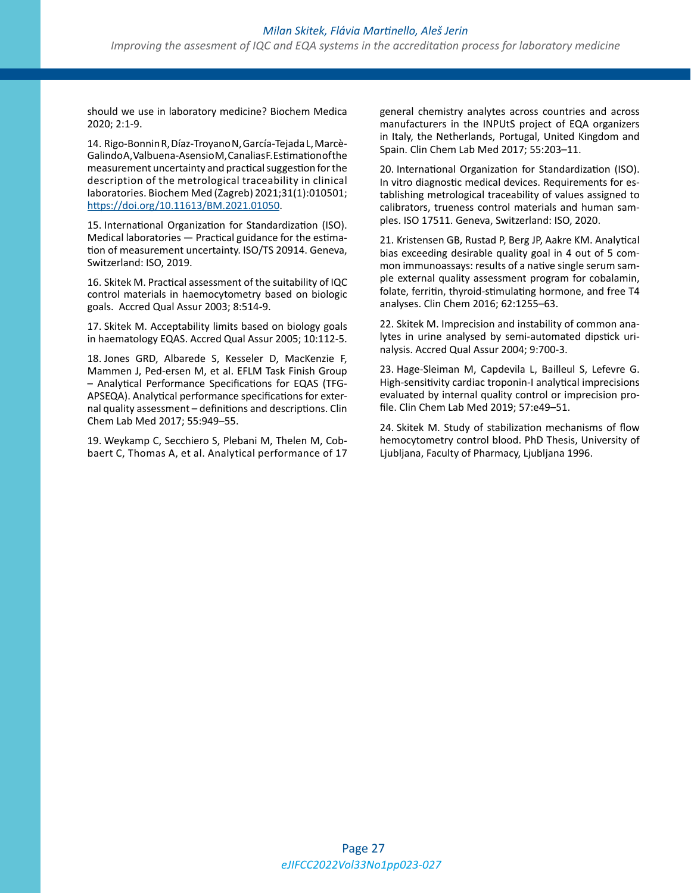should we use in laboratory medicine? Biochem Medica 2020; 2:1-9.

14. Rigo-Bonnin R, Díaz-Troyano N, García-Tejada L, Marcè-Galindo A, Valbuena-Asensio M, Canalias F. Estimation of the measurement uncertainty and practical suggestion for the description of the metrological traceability in clinical laboratories. Biochem Med (Zagreb) 2021;31(1):010501; https://doi.org/10.11613/BM.2021.01050.

15. International Organization for Standardization (ISO). Medical laboratories — Practical guidance for the estimation of measurement uncertainty. ISO/TS 20914. Geneva, Switzerland: ISO, 2019.

16. Skitek M. Practical assessment of the suitability of IQC control materials in haemocytometry based on biologic goals. Accred Qual Assur 2003; 8:514-9.

17. Skitek M. Acceptability limits based on biology goals in haematology EQAS. Accred Qual Assur 2005; 10:112-5.

18. Jones GRD, Albarede S, Kesseler D, MacKenzie F, Mammen J, Ped-ersen M, et al. EFLM Task Finish Group – Analytical Performance Specifications for EQAS (TFG-APSEQA). Analytical performance specifications for external quality assessment – definitions and descriptions. Clin Chem Lab Med 2017; 55:949–55.

19. Weykamp C, Secchiero S, Plebani M, Thelen M, Cobbaert C, Thomas A, et al. Analytical performance of 17 general chemistry analytes across countries and across manufacturers in the INPUtS project of EQA organizers in Italy, the Netherlands, Portugal, United Kingdom and Spain. Clin Chem Lab Med 2017; 55:203–11.

20. International Organization for Standardization (ISO). In vitro diagnostic medical devices. Requirements for establishing metrological traceability of values assigned to calibrators, trueness control materials and human samples. ISO 17511. Geneva, Switzerland: ISO, 2020.

21. Kristensen GB, Rustad P, Berg JP, Aakre KM. Analytical bias exceeding desirable quality goal in 4 out of 5 common immunoassays: results of a native single serum sample external quality assessment program for cobalamin, folate, ferritin, thyroid-stimulating hormone, and free T4 analyses. Clin Chem 2016; 62:1255–63.

22. Skitek M. Imprecision and instability of common analytes in urine analysed by semi-automated dipstick urinalysis. Accred Qual Assur 2004; 9:700-3.

23. Hage-Sleiman M, Capdevila L, Bailleul S, Lefevre G. High-sensitivity cardiac troponin-I analytical imprecisions evaluated by internal quality control or imprecision profile. Clin Chem Lab Med 2019; 57:e49–51.

24. Skitek M. Study of stabilization mechanisms of flow hemocytometry control blood. PhD Thesis, University of Ljubljana, Faculty of Pharmacy, Ljubljana 1996.